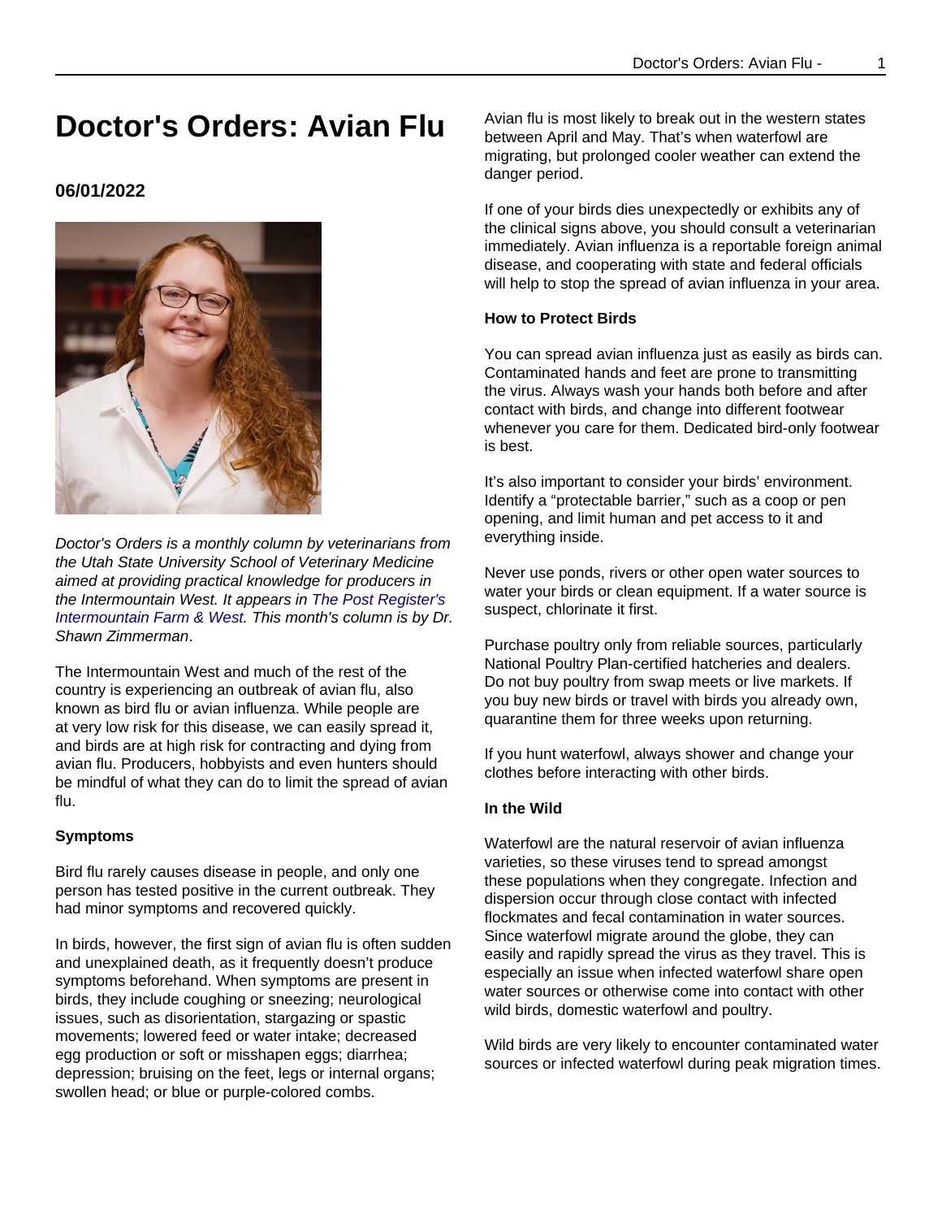# Doctor's Orders: Avian Flu

**06/01/2022**

*Doctor's Orders is a monthly column by veterinarians from the Utah State University School of Veterinary Medicine aimed at providing practical knowledge for producers in the Intermountain West. It appears in The Post Register's Intermountain Farm & West. This month's column is by Dr. Shawn Zimmerman*.

The Intermountain West and much of the rest of the country is experiencing an outbreak of avian flu, also known as bird flu or avian influenza. While people are at very low risk for this disease, we can easily spread it, and birds are at high risk for contracting and dying from avian flu. Producers, hobbyists and even hunters should be mindful of what they can do to limit the spread of avian flu.

**Symptoms**

Bird flu rarely causes disease in people, and only one person has tested positive in the current outbreak. They had minor symptoms and recovered quickly.

In birds, however, the first sign of avian flu is often sudden and unexplained death, as it frequently doesn't produce symptoms beforehand. When symptoms are present in birds, they include coughing or sneezing; neurological issues, such as disorientation, stargazing or spastic movements; lowered feed or water intake; decreased egg production or soft or misshapen eggs; diarrhea; depression; bruising on the feet, legs or internal organs; swollen head; or blue or purple-colored combs.

Avian flu is most likely to break out in the western states between April and May. That's when waterfowl are migrating, but prolonged cooler weather can extend the danger period.

If one of your birds dies unexpectedly or exhibits any of the clinical signs above, you should consult a veterinarian immediately. Avian influenza is a reportable foreign animal disease, and cooperating with state and federal officials will help to stop the spread of avian influenza in your area.

**How to Protect Birds**

You can spread avian influenza just as easily as birds can. Contaminated hands and feet are prone to transmitting the virus. Always wash your hands both before and after contact with birds, and change into different footwear whenever you care for them. Dedicated bird-only footwear is best.

It's also important to consider your birds' environment. Identify a "protectable barrier," such as a coop or pen opening, and limit human and pet access to it and everything inside.

Never use ponds, rivers or other open water sources to water your birds or clean equipment. If a water source is suspect, chlorinate it first.

Purchase poultry only from reliable sources, particularly National Poultry Plan-certified hatcheries and dealers. Do not buy poultry from swap meets or live markets. If you buy new birds or travel with birds you already own, quarantine them for three weeks upon returning.

If you hunt waterfowl, always shower and change your clothes before interacting with other birds.

**In the Wild**

Waterfowl are the natural reservoir of avian influenza varieties, so these viruses tend to spread amongst these populations when they congregate. Infection and dispersion occur through close contact with infected flockmates and fecal contamination in water sources. Since waterfowl migrate around the globe, they can easily and rapidly spread the virus as they travel. This is especially an issue when infected waterfowl share open water sources or otherwise come into contact with other wild birds, domestic waterfowl and poultry.

Wild birds are very likely to encounter contaminated water sources or infected waterfowl during peak migration times.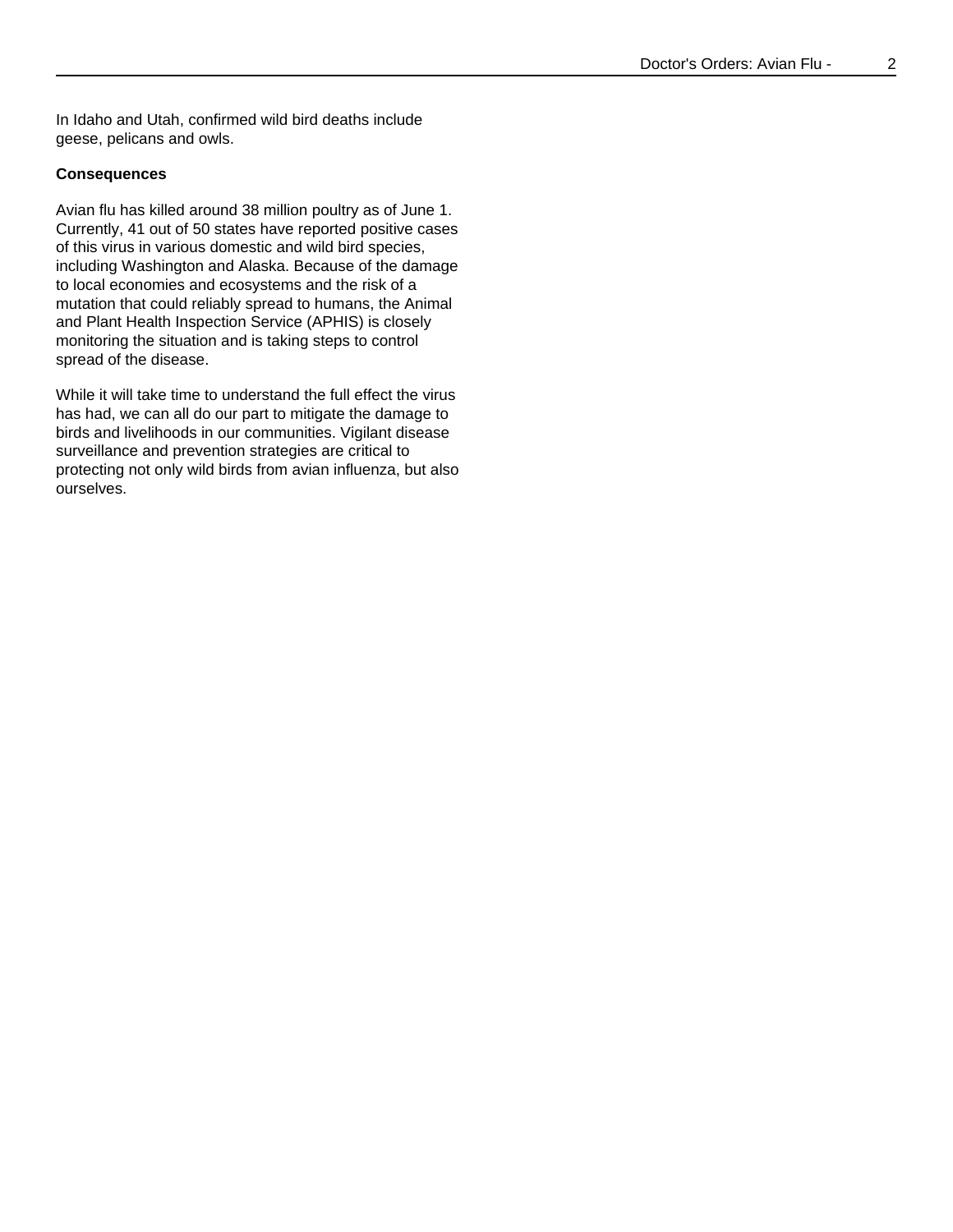In Idaho and Utah, confirmed wild bird deaths include geese, pelicans and owls.

**Consequences**

Avian flu has killed around 38 million poultry as of June 1. Currently, 41 out of 50 states have reported positive cases of this virus in various domestic and wild bird species, including Washington and Alaska. Because of the damage to local economies and ecosystems and the risk of a mutation that could reliably spread to humans, the Animal and Plant Health Inspection Service (APHIS) is closely monitoring the situation and is taking steps to control spread of the disease.

While it will take time to understand the full effect the virus has had, we can all do our part to mitigate the damage to birds and livelihoods in our communities. Vigilant disease surveillance and prevention strategies are critical to protecting not only wild birds from avian influenza, but also ourselves.